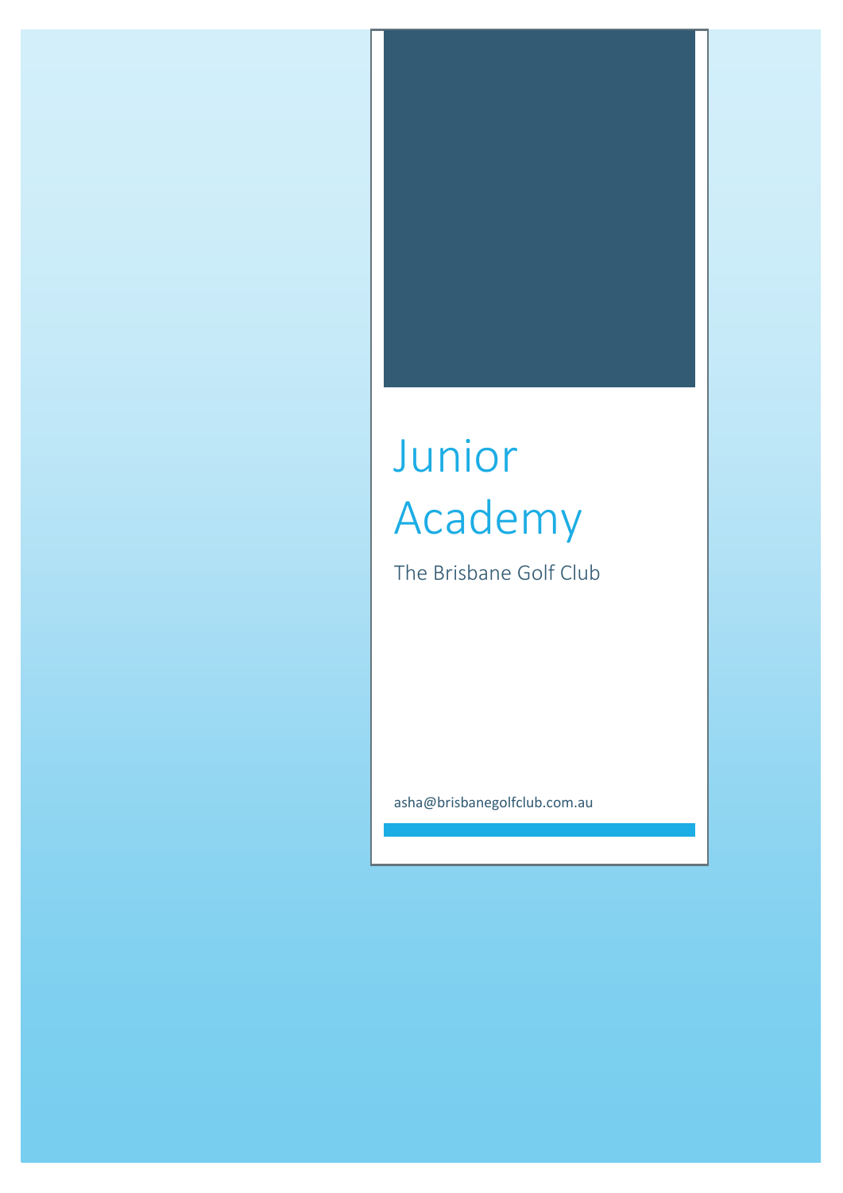# Junior Academy

The Brisbane Golf Club

asha@brisbanegolfclub.com.au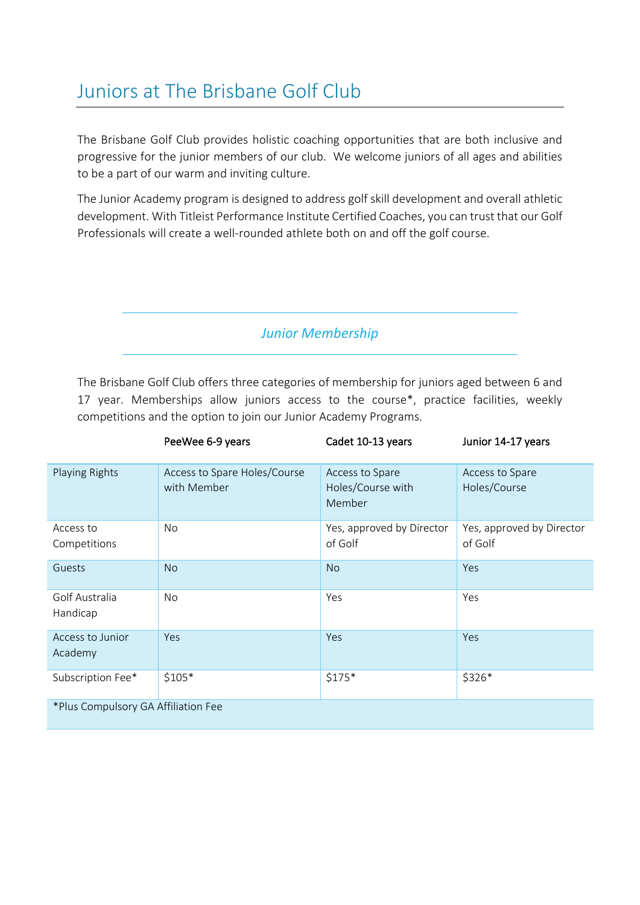# Juniors at The Brisbane Golf Club

The Brisbane Golf Club provides holistic coaching opportunities that are both inclusive and progressive for the junior members of our club. We welcome juniors of all ages and abilities to be a part of our warm and inviting culture.

The Junior Academy program is designed to address golf skill development and overall athletic development. With Titleist Performance Institute Certified Coaches, you can trust that our Golf Professionals will create a well-rounded athlete both on and off the golf course.

## *Junior Membership*

The Brisbane Golf Club offers three categories of membership for juniors aged between 6 and 17 year. Memberships allow juniors access to the course*, practice facilities, weekly competitions and the option to join our Junior Academy Programs.

| | PeeWee 6-9 years | Cadet 10-13 years | Junior 14-17 years |
|---|---|---|---|
| Playing Rights | Access to Spare Holes/Course with Member | Access to Spare Holes/Course with Member | Access to Spare Holes/Course |
| Access to Competitions | No | Yes, approved by Director of Golf | Yes, approved by Director of Golf |
| Guests | No | No | Yes |
| Golf Australia Handicap | No | Yes | Yes |
| Access to Junior Academy | Yes | Yes | Yes |
| Subscription Fee* | $105* | $175* | $326* |
| *Plus Compulsory GA Affiliation Fee | | | |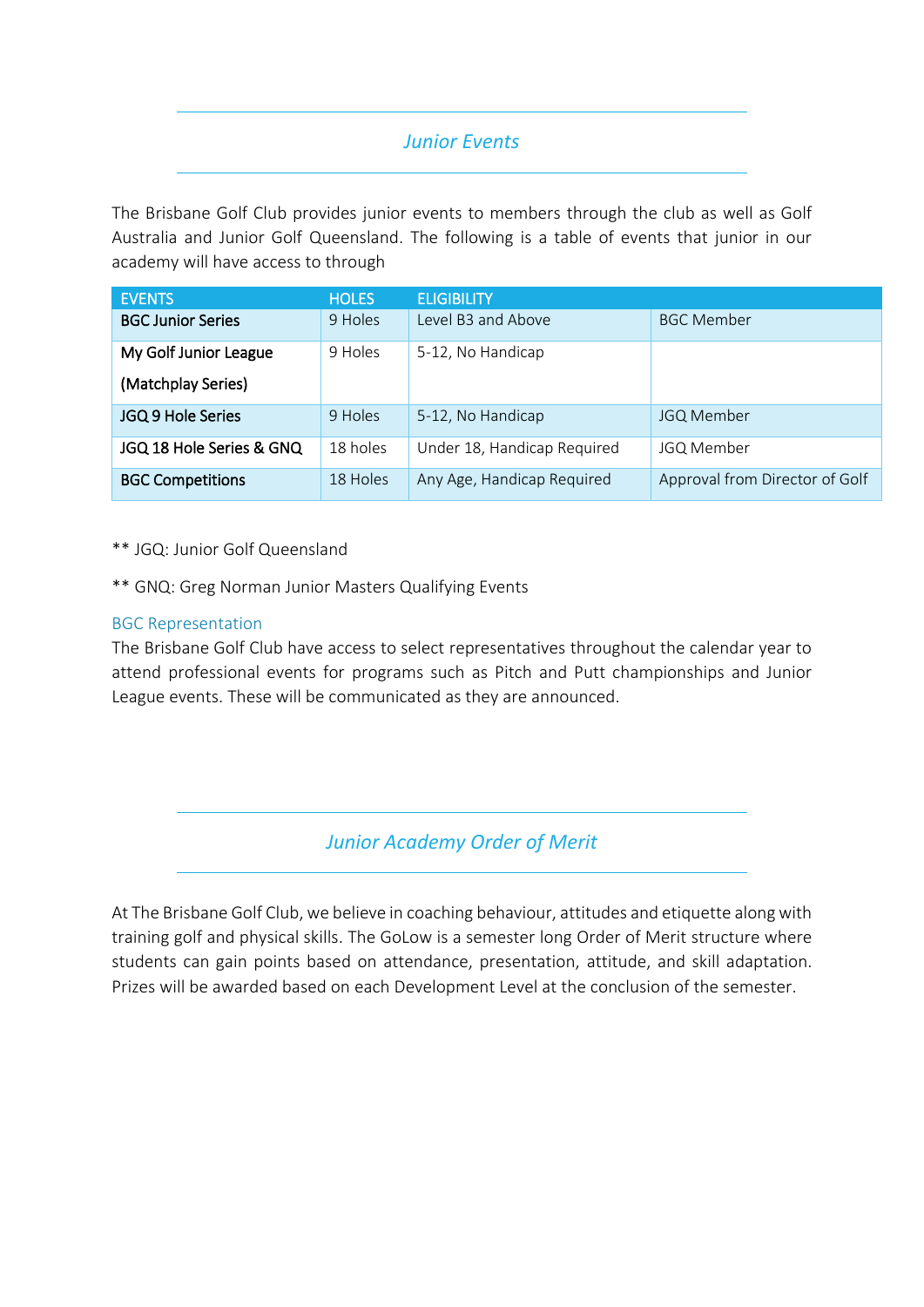## *Junior Events*

The Brisbane Golf Club provides junior events to members through the club as well as Golf Australia and Junior Golf Queensland. The following is a table of events that junior in our academy will have access to through

| EVENTS | HOLES | ELIGIBILITY | |
|---|---|---|---|
| BGC Junior Series | 9 Holes | Level B3 and Above | BGC Member |
| My Golf Junior League (Matchplay Series) | 9 Holes | 5-12, No Handicap | |
| JGQ 9 Hole Series | 9 Holes | 5-12, No Handicap | JGQ Member |
| JGQ 18 Hole Series & GNQ | 18 holes | Under 18, Handicap Required | JGQ Member |
| BGC Competitions | 18 Holes | Any Age, Handicap Required | Approval from Director of Golf |

** JGQ: Junior Golf Queensland

** GNQ: Greg Norman Junior Masters Qualifying Events

### BGC Representation

The Brisbane Golf Club have access to select representatives throughout the calendar year to attend professional events for programs such as Pitch and Putt championships and Junior League events. These will be communicated as they are announced.

## *Junior Academy Order of Merit*

At The Brisbane Golf Club, we believe in coaching behaviour, attitudes and etiquette along with training golf and physical skills. The GoLow is a semester long Order of Merit structure where students can gain points based on attendance, presentation, attitude, and skill adaptation. Prizes will be awarded based on each Development Level at the conclusion of the semester.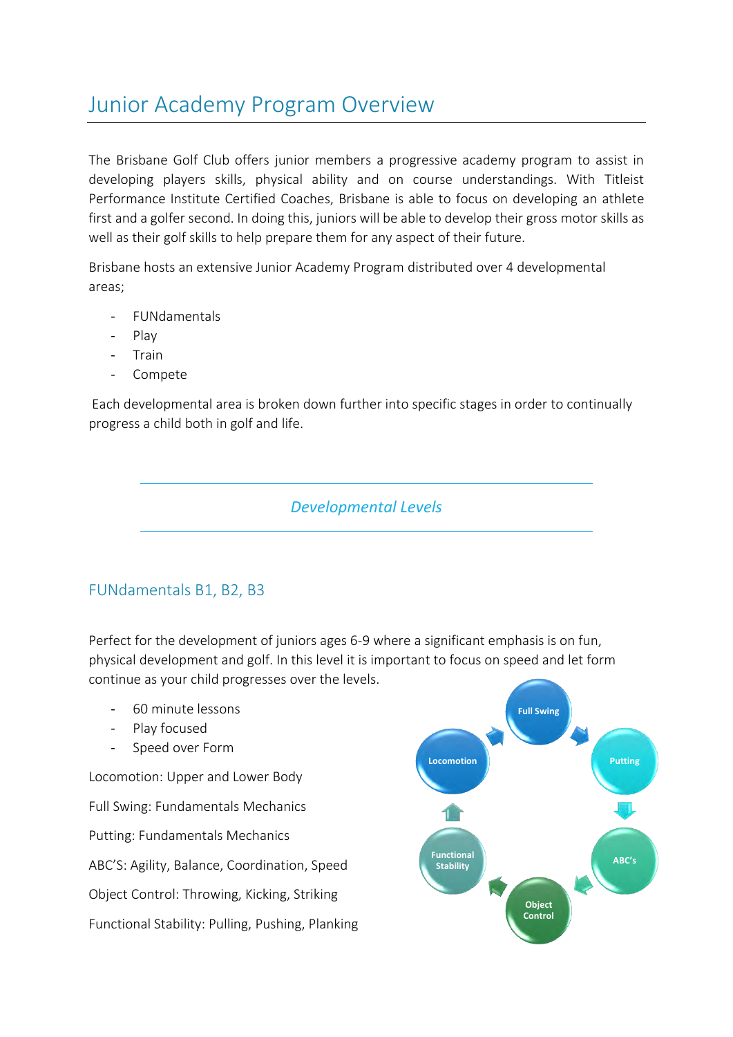# Junior Academy Program Overview

The Brisbane Golf Club offers junior members a progressive academy program to assist in developing players skills, physical ability and on course understandings. With Titleist Performance Institute Certified Coaches, Brisbane is able to focus on developing an athlete first and a golfer second. In doing this, juniors will be able to develop their gross motor skills as well as their golf skills to help prepare them for any aspect of their future.

Brisbane hosts an extensive Junior Academy Program distributed over 4 developmental areas;

- FUNdamentals
- Play
- Train
- Compete

Each developmental area is broken down further into specific stages in order to continually progress a child both in golf and life.

*Developmental Levels*

## FUNdamentals B1, B2, B3

Perfect for the development of juniors ages 6-9 where a significant emphasis is on fun, physical development and golf. In this level it is important to focus on speed and let form continue as your child progresses over the levels.

- 60 minute lessons
- Play focused
- Speed over Form

Locomotion: Upper and Lower Body

Full Swing: Fundamentals Mechanics

Putting: Fundamentals Mechanics

ABC'S: Agility, Balance, Coordination, Speed

Object Control: Throwing, Kicking, Striking

Functional Stability: Pulling, Pushing, Planking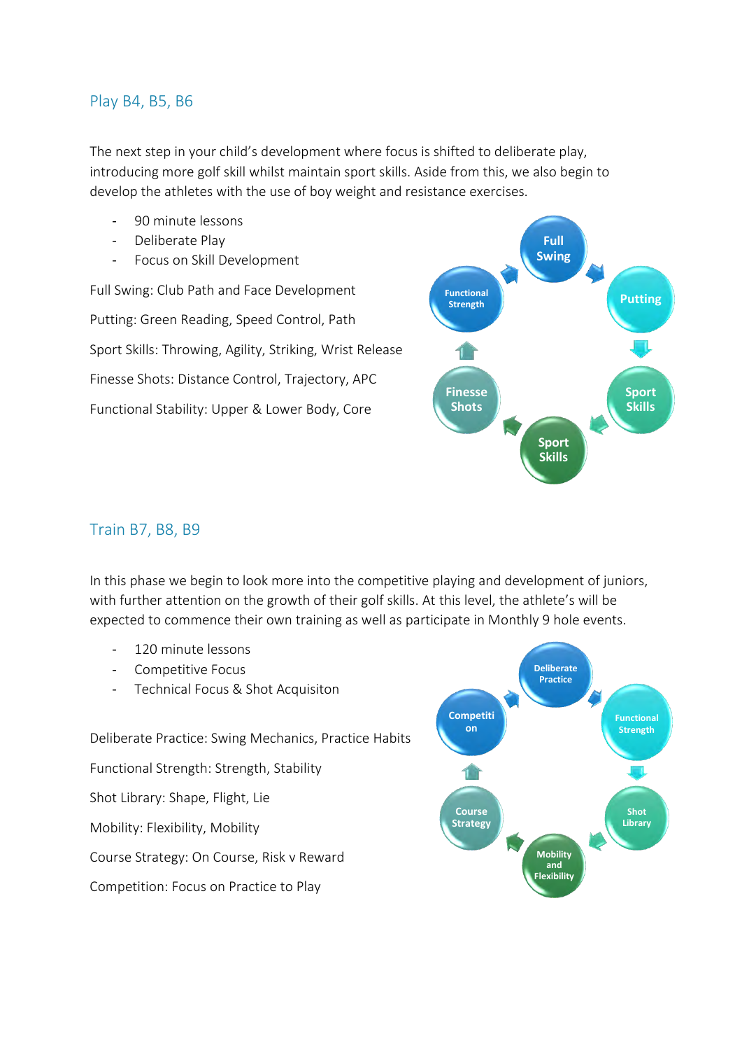## Play B4, B5, B6

The next step in your child's development where focus is shifted to deliberate play, introducing more golf skill whilst maintain sport skills. Aside from this, we also begin to develop the athletes with the use of boy weight and resistance exercises.

- 90 minute lessons
- Deliberate Play
- Focus on Skill Development

Full Swing: Club Path and Face Development

Putting: Green Reading, Speed Control, Path

Sport Skills: Throwing, Agility, Striking, Wrist Release

Finesse Shots: Distance Control, Trajectory, APC

Functional Stability: Upper & Lower Body, Core

Full Swing → Putting → Sport Skills → Sport Skills → Finesse Shots → Functional Strength

## Train B7, B8, B9

In this phase we begin to look more into the competitive playing and development of juniors, with further attention on the growth of their golf skills. At this level, the athlete's will be expected to commence their own training as well as participate in Monthly 9 hole events.

- 120 minute lessons
- Competitive Focus
- Technical Focus & Shot Acquisiton

Deliberate Practice: Swing Mechanics, Practice Habits

Functional Strength: Strength, Stability

Shot Library: Shape, Flight, Lie

Mobility: Flexibility, Mobility

Course Strategy: On Course, Risk v Reward

Competition: Focus on Practice to Play

Deliberate Practice → Functional Strength → Shot Library → Mobility and Flexibility → Course Strategy → Competition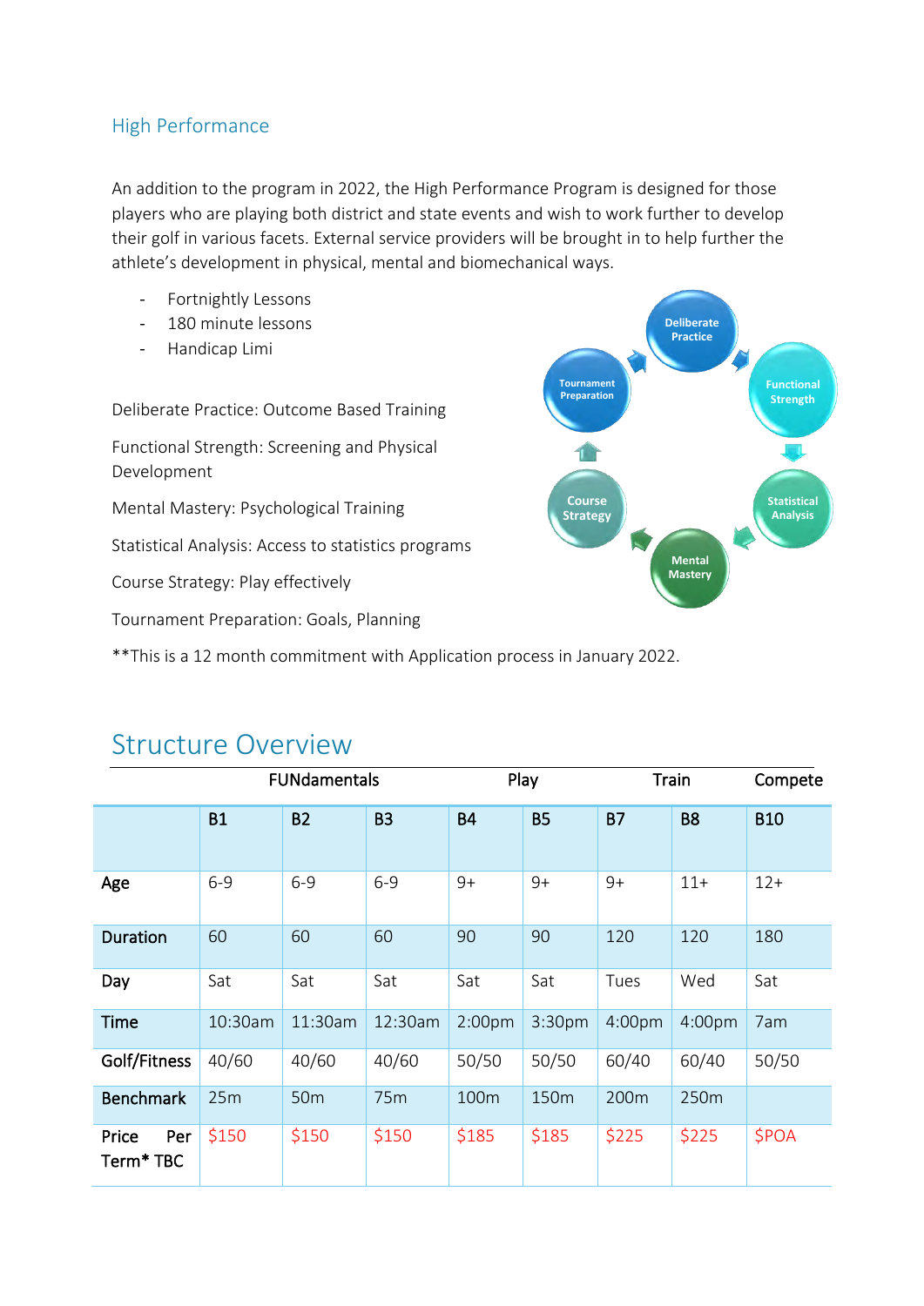## High Performance

An addition to the program in 2022, the High Performance Program is designed for those players who are playing both district and state events and wish to work further to develop their golf in various facets. External service providers will be brought in to help further the athlete's development in physical, mental and biomechanical ways.

- Fortnightly Lessons
- 180 minute lessons
- Handicap Limi

Deliberate Practice: Outcome Based Training

Functional Strength: Screening and Physical Development

Mental Mastery: Psychological Training

Statistical Analysis: Access to statistics programs

Course Strategy: Play effectively

Tournament Preparation: Goals, Planning

Deliberate Practice → Functional Strength → Statistical Analysis → Mental Mastery → Course Strategy → Tournament Preparation → Deliberate Practice

**This is a 12 month commitment with Application process in January 2022.

# Structure Overview

| | FUNdamentals | | | Play | | Train | | Compete |
|---|---|---|---|---|---|---|---|---|
| | B1 | B2 | B3 | B4 | B5 | B7 | B8 | B10 |
| Age | 6-9 | 6-9 | 6-9 | 9+ | 9+ | 9+ | 11+ | 12+ |
| Duration | 60 | 60 | 60 | 90 | 90 | 120 | 120 | 180 |
| Day | Sat | Sat | Sat | Sat | Sat | Tues | Wed | Sat |
| Time | 10:30am | 11:30am | 12:30am | 2:00pm | 3:30pm | 4:00pm | 4:00pm | 7am |
| Golf/Fitness | 40/60 | 40/60 | 40/60 | 50/50 | 50/50 | 60/40 | 60/40 | 50/50 |
| Benchmark | 25m | 50m | 75m | 100m | 150m | 200m | 250m | |
| Price Per Term* TBC | $150 | $150 | $150 | $185 | $185 | $225 | $225 | $POA |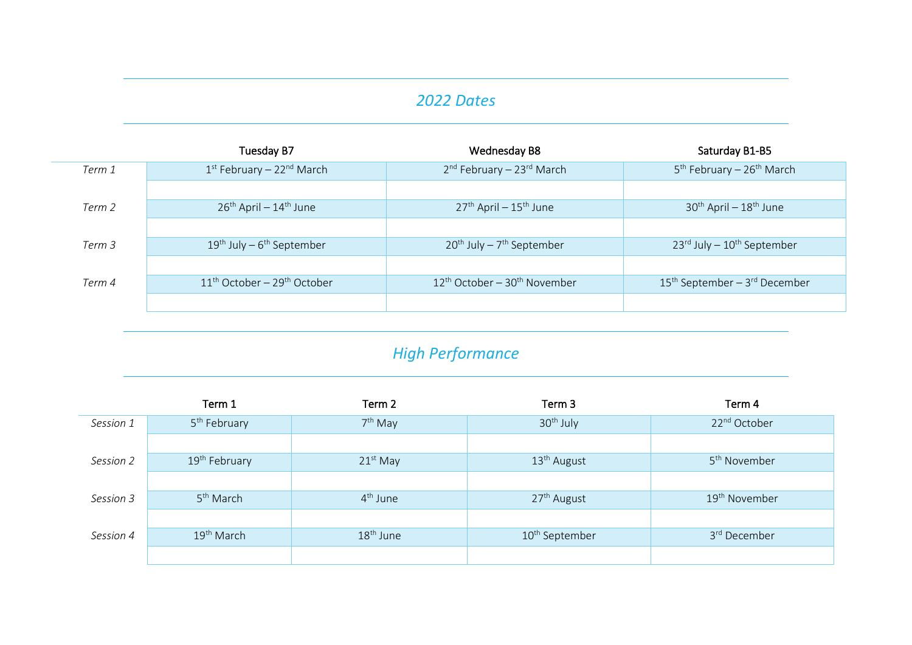## *2022 Dates*

| | Tuesday B7 | Wednesday B8 | Saturday B1-B5 |
|---|---|---|---|
| *Term 1* | 1st February – 22nd March | 2nd February – 23rd March | 5th February – 26th March |
| | | | |
| *Term 2* | 26th April – 14th June | 27th April – 15th June | 30th April – 18th June |
| | | | |
| *Term 3* | 19th July – 6th September | 20th July – 7th September | 23rd July – 10th September |
| | | | |
| *Term 4* | 11th October – 29th October | 12th October – 30th November | 15th September – 3rd December |
| | | | |

## *High Performance*

| | Term 1 | Term 2 | Term 3 | Term 4 |
|---|---|---|---|---|
| *Session 1* | 5th February | 7th May | 30th July | 22nd October |
| | | | | |
| *Session 2* | 19th February | 21st May | 13th August | 5th November |
| | | | | |
| *Session 3* | 5th March | 4th June | 27th August | 19th November |
| | | | | |
| *Session 4* | 19th March | 18th June | 10th September | 3rd December |
| | | | | |